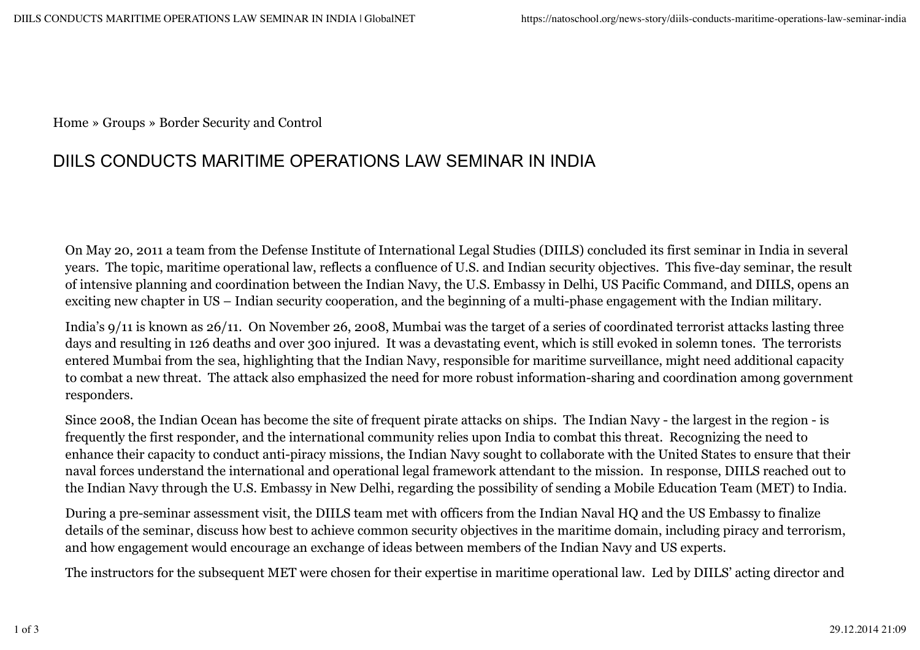Home » Groups » Border Security and Control

# DIILS CONDUCTS MARITIME OPERATIONS LAW SEMINAR IN INDIA

On May 20, 2011 a team from the Defense Institute of International Legal Studies (DIILS) concluded its first seminar in India in several years. The topic, maritime operational law, reflects a confluence of U.S. and Indian security objectives. This five-day seminar, the result of intensive planning and coordination between the Indian Navy, the U.S. Embassy in Delhi, US Pacific Command, and DIILS, opens an exciting new chapter in US – Indian security cooperation, and the beginning of a multi-phase engagement with the Indian military.

India's 9/11 is known as 26/11. On November 26, 2008, Mumbai was the target of a series of coordinated terrorist attacks lasting three days and resulting in 126 deaths and over 300 injured. It was a devastating event, which is still evoked in solemn tones. The terrorists entered Mumbai from the sea, highlighting that the Indian Navy, responsible for maritime surveillance, might need additional capacity to combat a new threat. The attack also emphasized the need for more robust information-sharing and coordination among government responders.

Since 2008, the Indian Ocean has become the site of frequent pirate attacks on ships. The Indian Navy - the largest in the region - is frequently the first responder, and the international community relies upon India to combat this threat. Recognizing the need to enhance their capacity to conduct anti-piracy missions, the Indian Navy sought to collaborate with the United States to ensure that their naval forces understand the international and operational legal framework attendant to the mission. In response, DIILS reached out to the Indian Navy through the U.S. Embassy in New Delhi, regarding the possibility of sending a Mobile Education Team (MET) to India.

During a pre-seminar assessment visit, the DIILS team met with officers from the Indian Naval HQ and the US Embassy to finalize details of the seminar, discuss how best to achieve common security objectives in the maritime domain, including piracy and terrorism, and how engagement would encourage an exchange of ideas between members of the Indian Navy and US experts.

The instructors for the subsequent MET were chosen for their expertise in maritime operational law. Led by DIILS' acting director and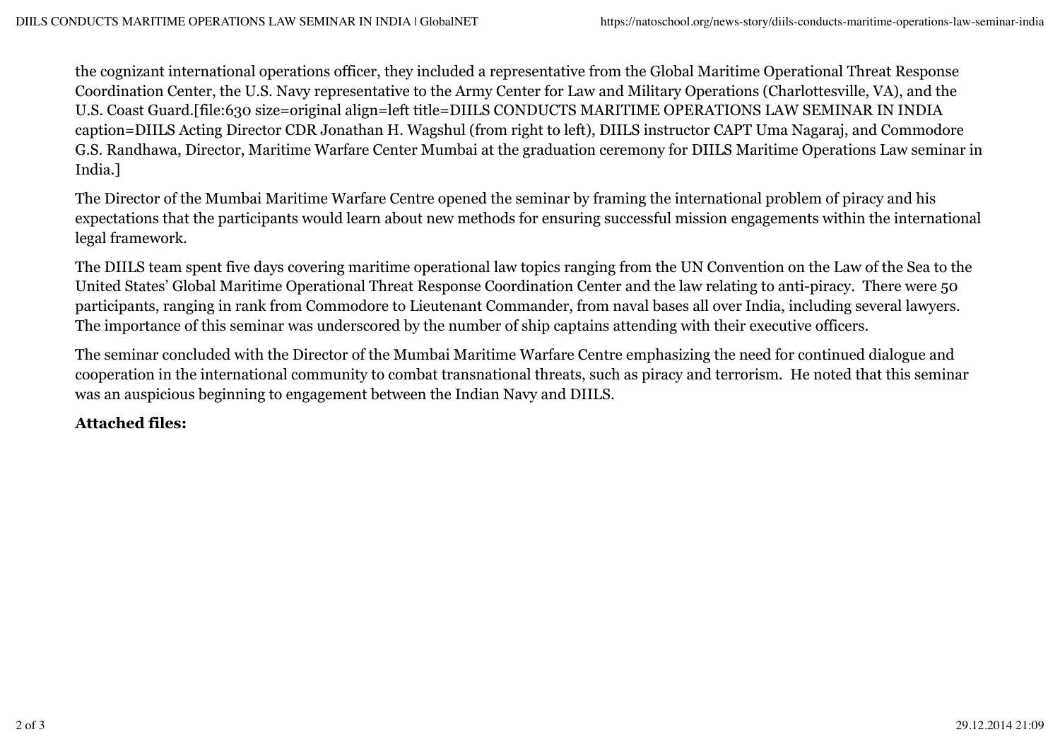the cognizant international operations officer, they included a representative from the Global Maritime Operational Threat Response Coordination Center, the U.S. Navy representative to the Army Center for Law and Military Operations (Charlottesville, VA), and the U.S. Coast Guard.[file:630 size=original align=left title=DIILS CONDUCTS MARITIME OPERATIONS LAW SEMINAR IN INDIA caption=DIILS Acting Director CDR Jonathan H. Wagshul (from right to left), DIILS instructor CAPT Uma Nagaraj, and Commodore G.S. Randhawa, Director, Maritime Warfare Center Mumbai at the graduation ceremony for DIILS Maritime Operations Law seminar in India.]

The Director of the Mumbai Maritime Warfare Centre opened the seminar by framing the international problem of piracy and his expectations that the participants would learn about new methods for ensuring successful mission engagements within the international legal framework.

The DIILS team spent five days covering maritime operational law topics ranging from the UN Convention on the Law of the Sea to the United States' Global Maritime Operational Threat Response Coordination Center and the law relating to anti-piracy. There were 50 participants, ranging in rank from Commodore to Lieutenant Commander, from naval bases all over India, including several lawyers. The importance of this seminar was underscored by the number of ship captains attending with their executive officers.

The seminar concluded with the Director of the Mumbai Maritime Warfare Centre emphasizing the need for continued dialogue and cooperation in the international community to combat transnational threats, such as piracy and terrorism. He noted that this seminar was an auspicious beginning to engagement between the Indian Navy and DIILS.

**Attached files:**